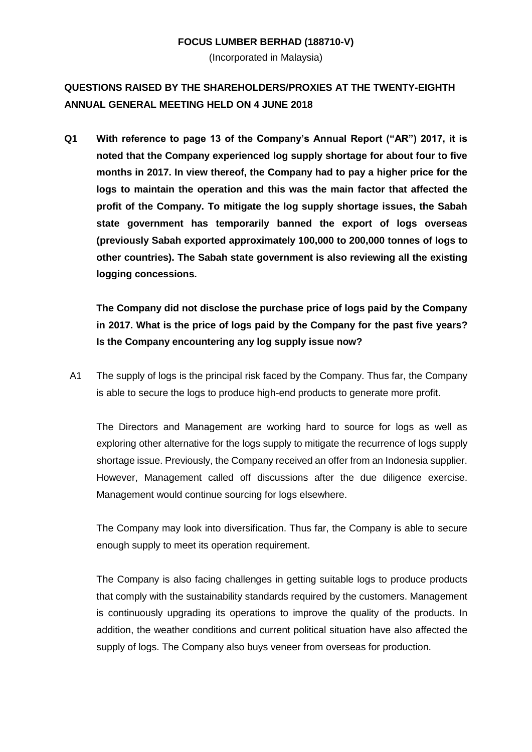**FOCUS LUMBER BERHAD (188710-V)**

(Incorporated in Malaysia)

# QUESTIONS RAISED BY THE SHAREHOLDERS/PROXIES AT THE TWENTY-EIGHTH ANNUAL GENERAL MEETING HELD ON 4 JUNE 2018

**Q1 With reference to page 13 of the Company's Annual Report ("AR") 2017, it is noted that the Company experienced log supply shortage for about four to five months in 2017. In view thereof, the Company had to pay a higher price for the logs to maintain the operation and this was the main factor that affected the profit of the Company. To mitigate the log supply shortage issues, the Sabah state government has temporarily banned the export of logs overseas (previously Sabah exported approximately 100,000 to 200,000 tonnes of logs to other countries). The Sabah state government is also reviewing all the existing logging concessions.**

**The Company did not disclose the purchase price of logs paid by the Company in 2017. What is the price of logs paid by the Company for the past five years? Is the Company encountering any log supply issue now?**

A1 The supply of logs is the principal risk faced by the Company. Thus far, the Company is able to secure the logs to produce high-end products to generate more profit.

The Directors and Management are working hard to source for logs as well as exploring other alternative for the logs supply to mitigate the recurrence of logs supply shortage issue. Previously, the Company received an offer from an Indonesia supplier. However, Management called off discussions after the due diligence exercise. Management would continue sourcing for logs elsewhere.

The Company may look into diversification. Thus far, the Company is able to secure enough supply to meet its operation requirement.

The Company is also facing challenges in getting suitable logs to produce products that comply with the sustainability standards required by the customers. Management is continuously upgrading its operations to improve the quality of the products. In addition, the weather conditions and current political situation have also affected the supply of logs. The Company also buys veneer from overseas for production.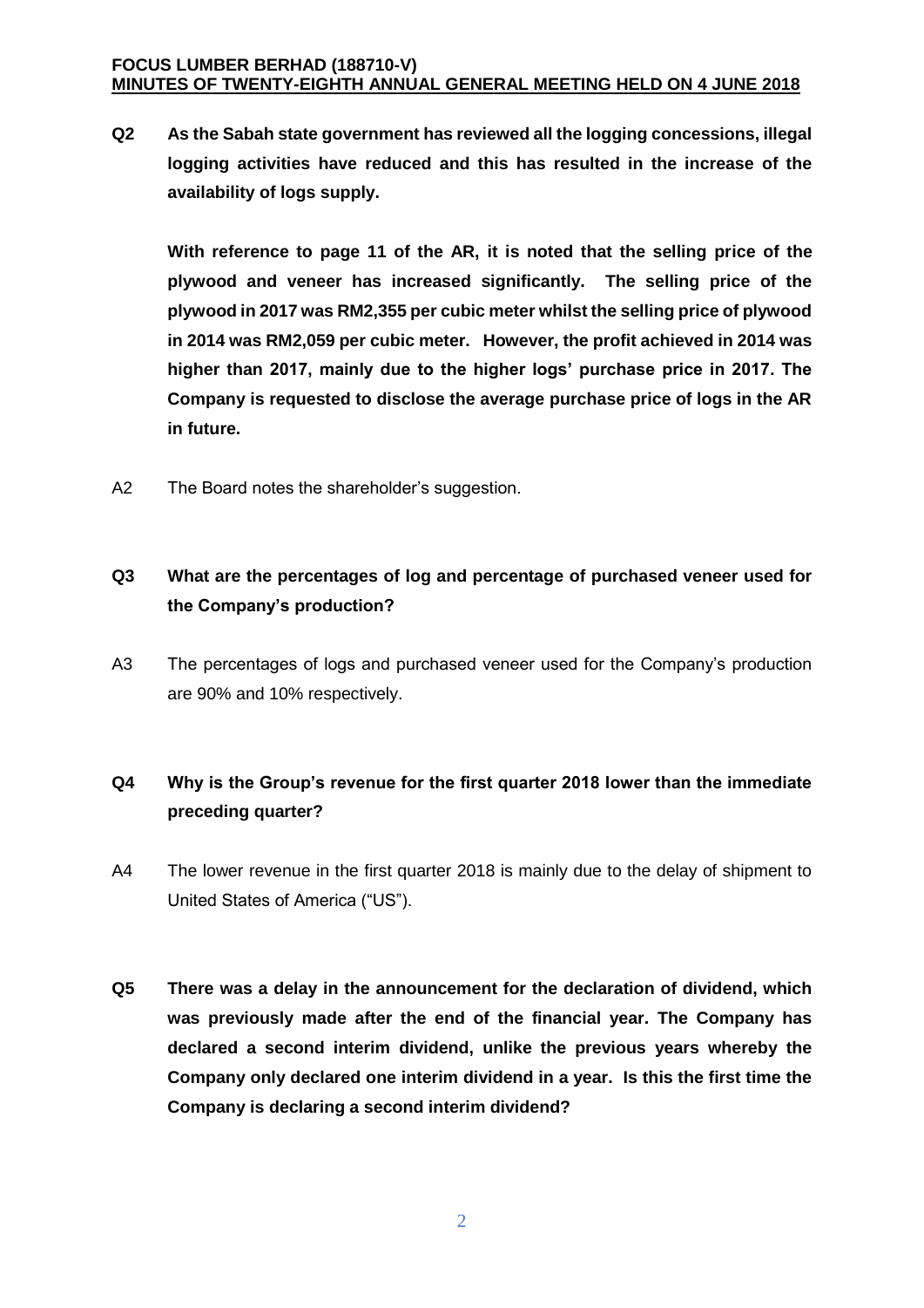**Q2 As the Sabah state government has reviewed all the logging concessions, illegal logging activities have reduced and this has resulted in the increase of the availability of logs supply.**

**With reference to page 11 of the AR, it is noted that the selling price of the plywood and veneer has increased significantly. The selling price of the plywood in 2017 was RM2,355 per cubic meter whilst the selling price of plywood in 2014 was RM2,059 per cubic meter. However, the profit achieved in 2014 was higher than 2017, mainly due to the higher logs' purchase price in 2017. The Company is requested to disclose the average purchase price of logs in the AR in future.**

A2 The Board notes the shareholder's suggestion.

**Q3 What are the percentages of log and percentage of purchased veneer used for the Company's production?**

A3 The percentages of logs and purchased veneer used for the Company's production are 90% and 10% respectively.

**Q4 Why is the Group's revenue for the first quarter 2018 lower than the immediate preceding quarter?**

A4 The lower revenue in the first quarter 2018 is mainly due to the delay of shipment to United States of America ("US").

**Q5 There was a delay in the announcement for the declaration of dividend, which was previously made after the end of the financial year. The Company has declared a second interim dividend, unlike the previous years whereby the Company only declared one interim dividend in a year. Is this the first time the Company is declaring a second interim dividend?**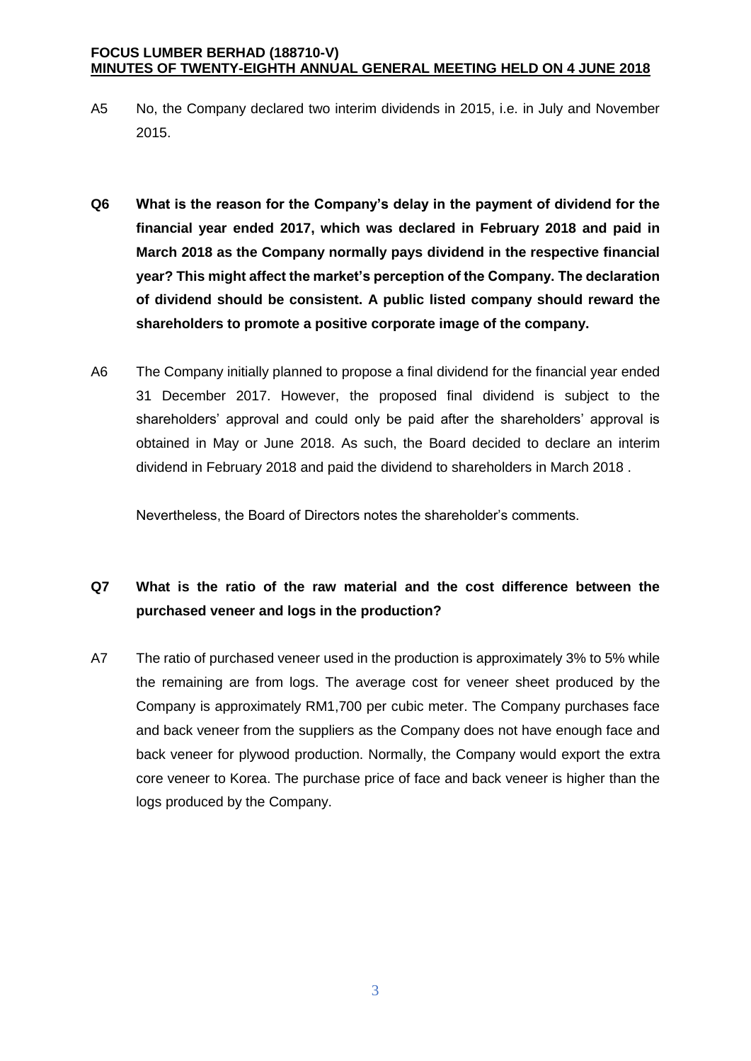A5 No, the Company declared two interim dividends in 2015, i.e. in July and November 2015.

**Q6 What is the reason for the Company's delay in the payment of dividend for the financial year ended 2017, which was declared in February 2018 and paid in March 2018 as the Company normally pays dividend in the respective financial year? This might affect the market's perception of the Company. The declaration of dividend should be consistent. A public listed company should reward the shareholders to promote a positive corporate image of the company.**

A6 The Company initially planned to propose a final dividend for the financial year ended 31 December 2017. However, the proposed final dividend is subject to the shareholders' approval and could only be paid after the shareholders' approval is obtained in May or June 2018. As such, the Board decided to declare an interim dividend in February 2018 and paid the dividend to shareholders in March 2018 .

Nevertheless, the Board of Directors notes the shareholder's comments.

**Q7 What is the ratio of the raw material and the cost difference between the purchased veneer and logs in the production?**

A7 The ratio of purchased veneer used in the production is approximately 3% to 5% while the remaining are from logs. The average cost for veneer sheet produced by the Company is approximately RM1,700 per cubic meter. The Company purchases face and back veneer from the suppliers as the Company does not have enough face and back veneer for plywood production. Normally, the Company would export the extra core veneer to Korea. The purchase price of face and back veneer is higher than the logs produced by the Company.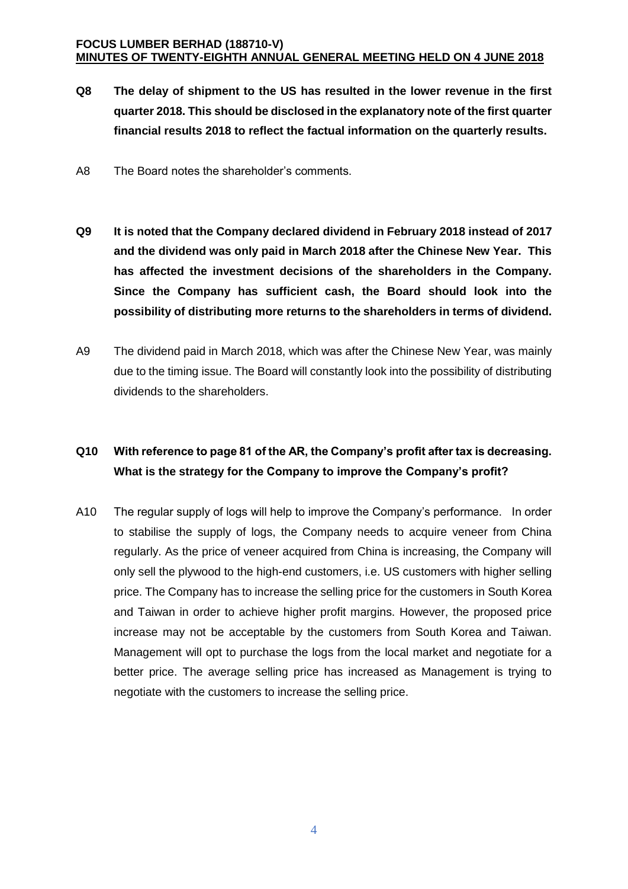**Q8 The delay of shipment to the US has resulted in the lower revenue in the first quarter 2018. This should be disclosed in the explanatory note of the first quarter financial results 2018 to reflect the factual information on the quarterly results.**

A8 The Board notes the shareholder's comments.

**Q9 It is noted that the Company declared dividend in February 2018 instead of 2017 and the dividend was only paid in March 2018 after the Chinese New Year. This has affected the investment decisions of the shareholders in the Company. Since the Company has sufficient cash, the Board should look into the possibility of distributing more returns to the shareholders in terms of dividend.**

A9 The dividend paid in March 2018, which was after the Chinese New Year, was mainly due to the timing issue. The Board will constantly look into the possibility of distributing dividends to the shareholders.

**Q10 With reference to page 81 of the AR, the Company's profit after tax is decreasing. What is the strategy for the Company to improve the Company's profit?**

A10 The regular supply of logs will help to improve the Company's performance. In order to stabilise the supply of logs, the Company needs to acquire veneer from China regularly. As the price of veneer acquired from China is increasing, the Company will only sell the plywood to the high-end customers, i.e. US customers with higher selling price. The Company has to increase the selling price for the customers in South Korea and Taiwan in order to achieve higher profit margins. However, the proposed price increase may not be acceptable by the customers from South Korea and Taiwan. Management will opt to purchase the logs from the local market and negotiate for a better price. The average selling price has increased as Management is trying to negotiate with the customers to increase the selling price.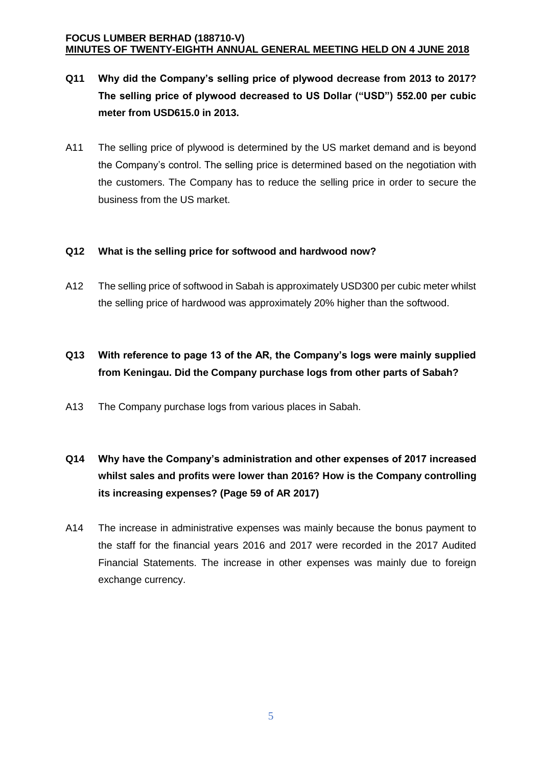**Q11 Why did the Company's selling price of plywood decrease from 2013 to 2017? The selling price of plywood decreased to US Dollar ("USD") 552.00 per cubic meter from USD615.0 in 2013.**

A11 The selling price of plywood is determined by the US market demand and is beyond the Company's control. The selling price is determined based on the negotiation with the customers. The Company has to reduce the selling price in order to secure the business from the US market.

**Q12 What is the selling price for softwood and hardwood now?**

A12 The selling price of softwood in Sabah is approximately USD300 per cubic meter whilst the selling price of hardwood was approximately 20% higher than the softwood.

**Q13 With reference to page 13 of the AR, the Company's logs were mainly supplied from Keningau. Did the Company purchase logs from other parts of Sabah?**

A13 The Company purchase logs from various places in Sabah.

**Q14 Why have the Company's administration and other expenses of 2017 increased whilst sales and profits were lower than 2016? How is the Company controlling its increasing expenses? (Page 59 of AR 2017)**

A14 The increase in administrative expenses was mainly because the bonus payment to the staff for the financial years 2016 and 2017 were recorded in the 2017 Audited Financial Statements. The increase in other expenses was mainly due to foreign exchange currency.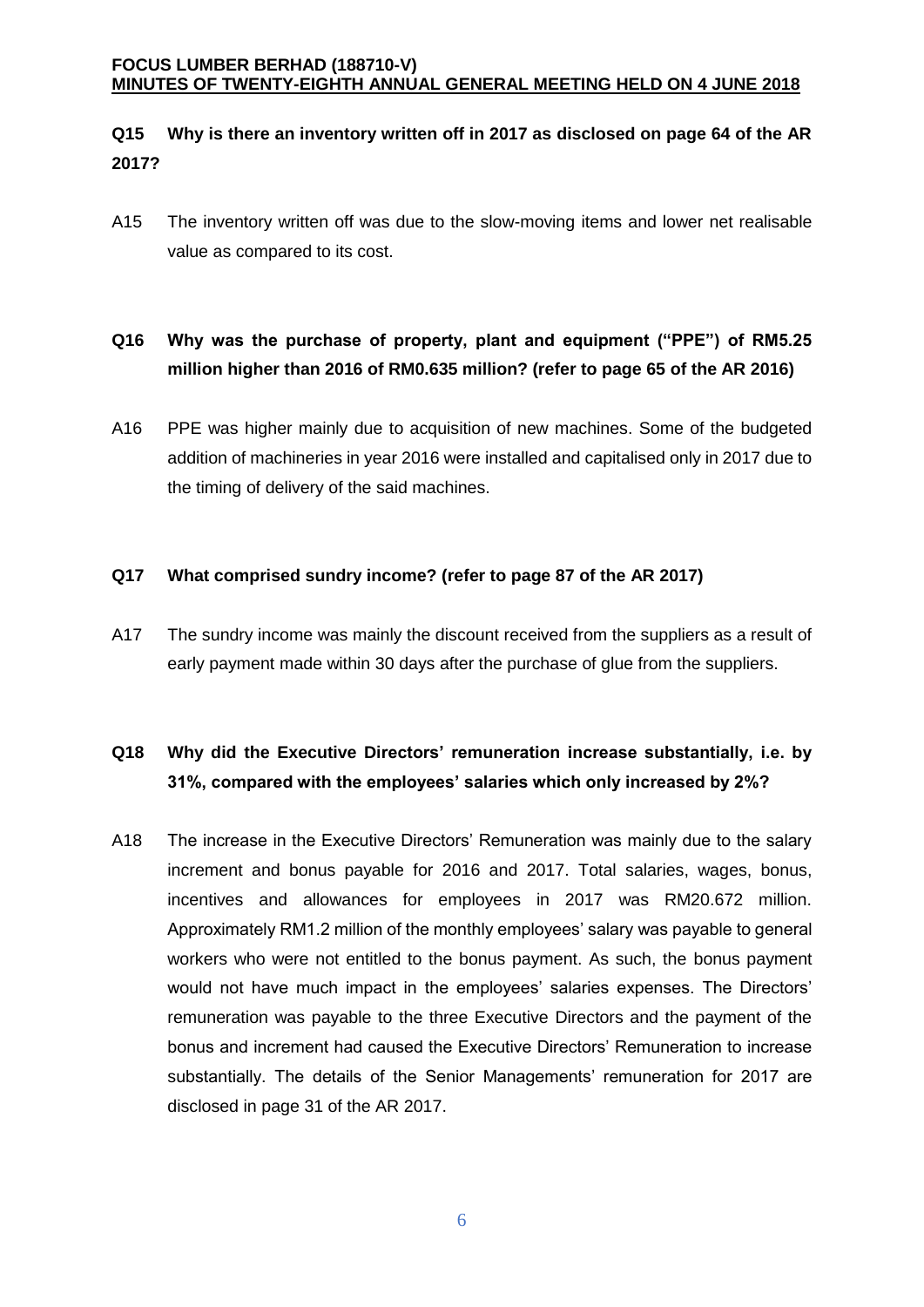**Q15 Why is there an inventory written off in 2017 as disclosed on page 64 of the AR 2017?**

A15 The inventory written off was due to the slow-moving items and lower net realisable value as compared to its cost.

**Q16 Why was the purchase of property, plant and equipment ("PPE") of RM5.25 million higher than 2016 of RM0.635 million? (refer to page 65 of the AR 2016)**

A16 PPE was higher mainly due to acquisition of new machines. Some of the budgeted addition of machineries in year 2016 were installed and capitalised only in 2017 due to the timing of delivery of the said machines.

**Q17 What comprised sundry income? (refer to page 87 of the AR 2017)**

A17 The sundry income was mainly the discount received from the suppliers as a result of early payment made within 30 days after the purchase of glue from the suppliers.

**Q18 Why did the Executive Directors' remuneration increase substantially, i.e. by 31%, compared with the employees' salaries which only increased by 2%?**

A18 The increase in the Executive Directors' Remuneration was mainly due to the salary increment and bonus payable for 2016 and 2017. Total salaries, wages, bonus, incentives and allowances for employees in 2017 was RM20.672 million. Approximately RM1.2 million of the monthly employees' salary was payable to general workers who were not entitled to the bonus payment. As such, the bonus payment would not have much impact in the employees' salaries expenses. The Directors' remuneration was payable to the three Executive Directors and the payment of the bonus and increment had caused the Executive Directors' Remuneration to increase substantially. The details of the Senior Managements' remuneration for 2017 are disclosed in page 31 of the AR 2017.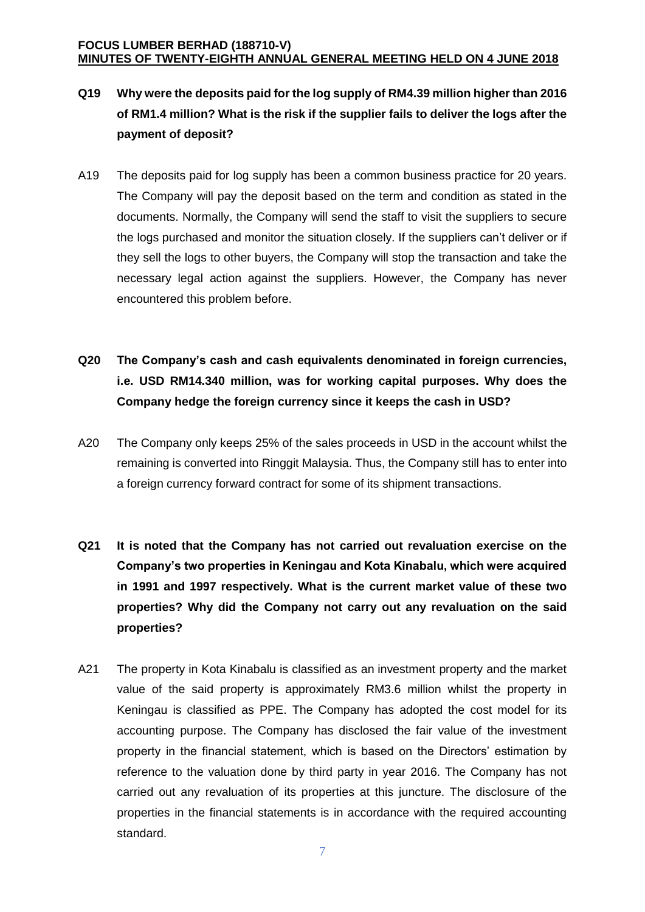**Q19 Why were the deposits paid for the log supply of RM4.39 million higher than 2016 of RM1.4 million? What is the risk if the supplier fails to deliver the logs after the payment of deposit?**

A19 The deposits paid for log supply has been a common business practice for 20 years. The Company will pay the deposit based on the term and condition as stated in the documents. Normally, the Company will send the staff to visit the suppliers to secure the logs purchased and monitor the situation closely. If the suppliers can't deliver or if they sell the logs to other buyers, the Company will stop the transaction and take the necessary legal action against the suppliers. However, the Company has never encountered this problem before.

**Q20 The Company's cash and cash equivalents denominated in foreign currencies, i.e. USD RM14.340 million, was for working capital purposes. Why does the Company hedge the foreign currency since it keeps the cash in USD?**

A20 The Company only keeps 25% of the sales proceeds in USD in the account whilst the remaining is converted into Ringgit Malaysia. Thus, the Company still has to enter into a foreign currency forward contract for some of its shipment transactions.

**Q21 It is noted that the Company has not carried out revaluation exercise on the Company's two properties in Keningau and Kota Kinabalu, which were acquired in 1991 and 1997 respectively. What is the current market value of these two properties? Why did the Company not carry out any revaluation on the said properties?**

A21 The property in Kota Kinabalu is classified as an investment property and the market value of the said property is approximately RM3.6 million whilst the property in Keningau is classified as PPE. The Company has adopted the cost model for its accounting purpose. The Company has disclosed the fair value of the investment property in the financial statement, which is based on the Directors' estimation by reference to the valuation done by third party in year 2016. The Company has not carried out any revaluation of its properties at this juncture. The disclosure of the properties in the financial statements is in accordance with the required accounting standard.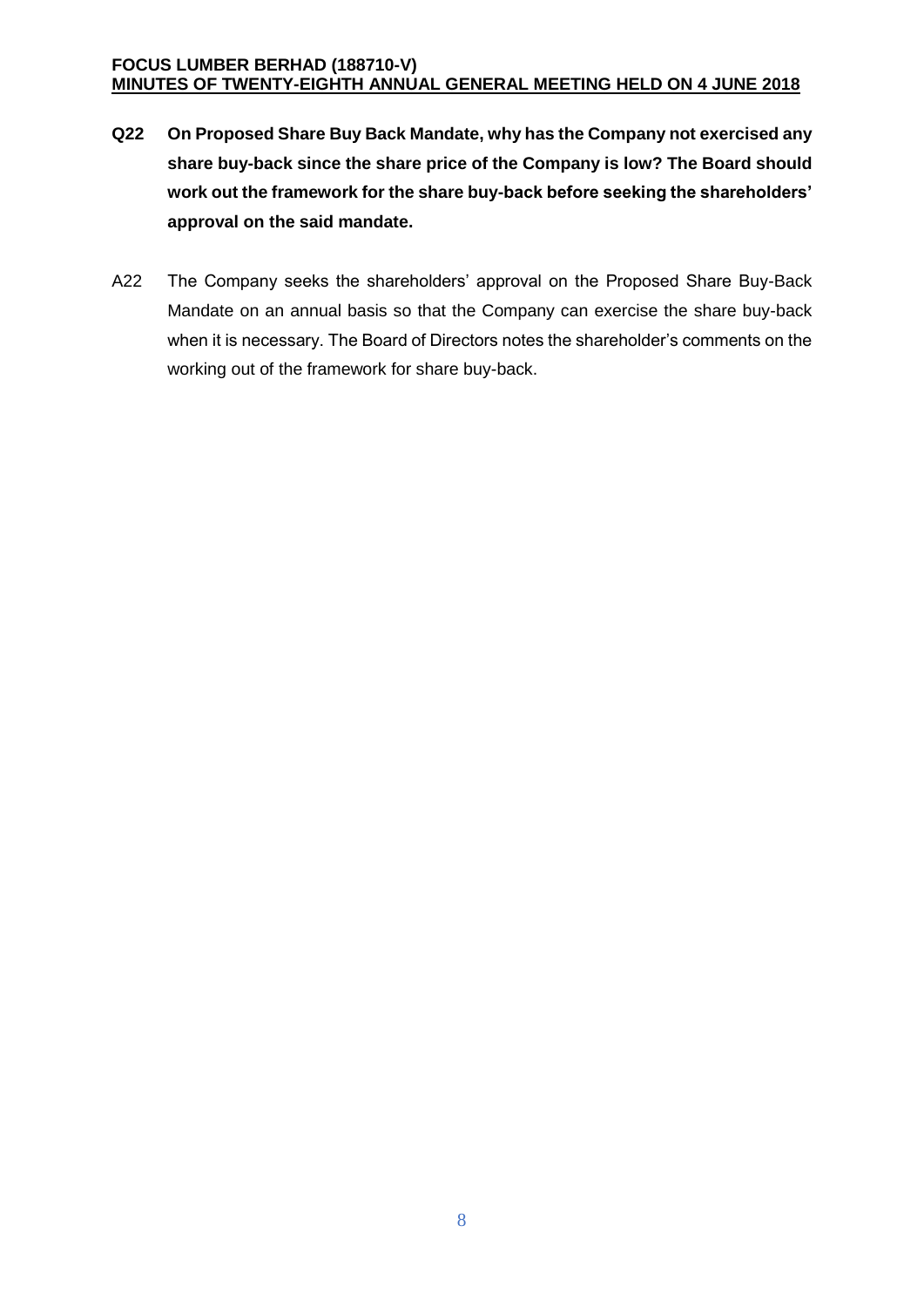**Q22 On Proposed Share Buy Back Mandate, why has the Company not exercised any share buy-back since the share price of the Company is low? The Board should work out the framework for the share buy-back before seeking the shareholders' approval on the said mandate.**

A22 The Company seeks the shareholders' approval on the Proposed Share Buy-Back Mandate on an annual basis so that the Company can exercise the share buy-back when it is necessary. The Board of Directors notes the shareholder's comments on the working out of the framework for share buy-back.